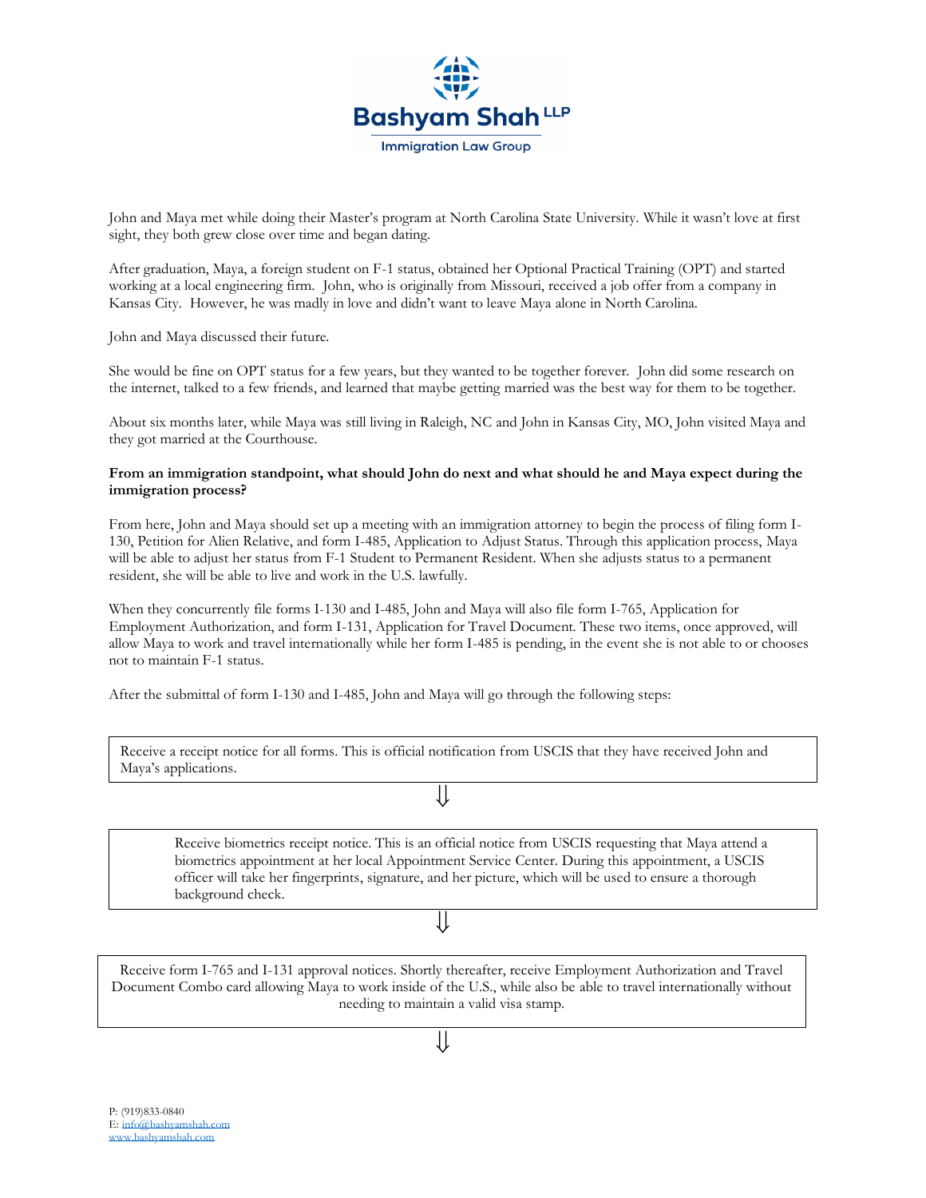Bashyam Shah LLP
Immigration Law Group

John and Maya met while doing their Master's program at North Carolina State University. While it wasn't love at first sight, they both grew close over time and began dating.

After graduation, Maya, a foreign student on F-1 status, obtained her Optional Practical Training (OPT) and started working at a local engineering firm. John, who is originally from Missouri, received a job offer from a company in Kansas City. However, he was madly in love and didn't want to leave Maya alone in North Carolina.

John and Maya discussed their future.

She would be fine on OPT status for a few years, but they wanted to be together forever. John did some research on the internet, talked to a few friends, and learned that maybe getting married was the best way for them to be together.

About six months later, while Maya was still living in Raleigh, NC and John in Kansas City, MO, John visited Maya and they got married at the Courthouse.

**From an immigration standpoint, what should John do next and what should he and Maya expect during the immigration process?**

From here, John and Maya should set up a meeting with an immigration attorney to begin the process of filing form I-130, Petition for Alien Relative, and form I-485, Application to Adjust Status. Through this application process, Maya will be able to adjust her status from F-1 Student to Permanent Resident. When she adjusts status to a permanent resident, she will be able to live and work in the U.S. lawfully.

When they concurrently file forms I-130 and I-485, John and Maya will also file form I-765, Application for Employment Authorization, and form I-131, Application for Travel Document. These two items, once approved, will allow Maya to work and travel internationally while her form I-485 is pending, in the event she is not able to or chooses not to maintain F-1 status.

After the submittal of form I-130 and I-485, John and Maya will go through the following steps:

Receive a receipt notice for all forms. This is official notification from USCIS that they have received John and Maya's applications.

⇓

Receive biometrics receipt notice. This is an official notice from USCIS requesting that Maya attend a biometrics appointment at her local Appointment Service Center. During this appointment, a USCIS officer will take her fingerprints, signature, and her picture, which will be used to ensure a thorough background check.

⇓

Receive form I-765 and I-131 approval notices. Shortly thereafter, receive Employment Authorization and Travel Document Combo card allowing Maya to work inside of the U.S., while also be able to travel internationally without needing to maintain a valid visa stamp.

⇓

P: (919)833-0840
E: info@bashyamshah.com
www.bashyamshah.com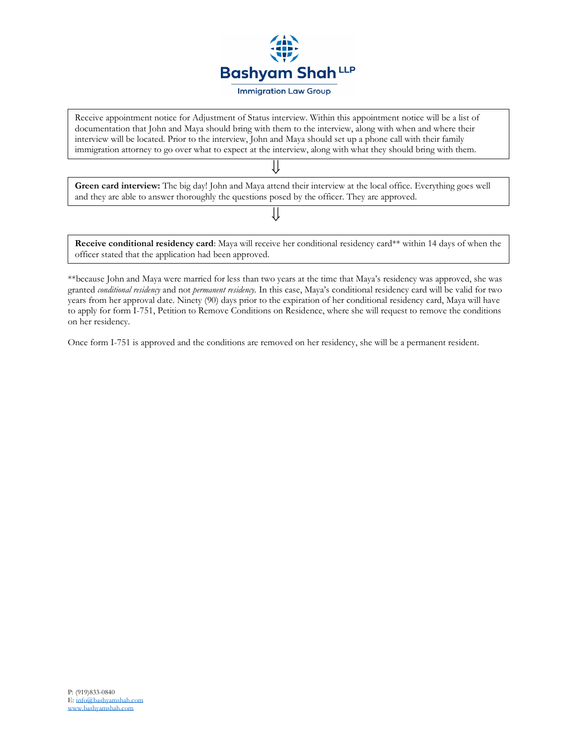Bashyam Shah LLP

Immigration Law Group

Receive appointment notice for Adjustment of Status interview. Within this appointment notice will be a list of documentation that John and Maya should bring with them to the interview, along with when and where their interview will be located. Prior to the interview, John and Maya should set up a phone call with their family immigration attorney to go over what to expect at the interview, along with what they should bring with them.

⇓

**Green card interview:** The big day! John and Maya attend their interview at the local office. Everything goes well and they are able to answer thoroughly the questions posed by the officer. They are approved.

⇓

**Receive conditional residency card**: Maya will receive her conditional residency card** within 14 days of when the officer stated that the application had been approved.

**because John and Maya were married for less than two years at the time that Maya's residency was approved, she was granted *conditional residency* and not *permanent residency.* In this case, Maya's conditional residency card will be valid for two years from her approval date. Ninety (90) days prior to the expiration of her conditional residency card, Maya will have to apply for form I-751, Petition to Remove Conditions on Residence, where she will request to remove the conditions on her residency.

Once form I-751 is approved and the conditions are removed on her residency, she will be a permanent resident.

P: (919)833-0840
E: [info@bashyamshah.com](mailto:info@bashyamshah.com)
[www.bashyamshah.com](http://www.bashyamshah.com)